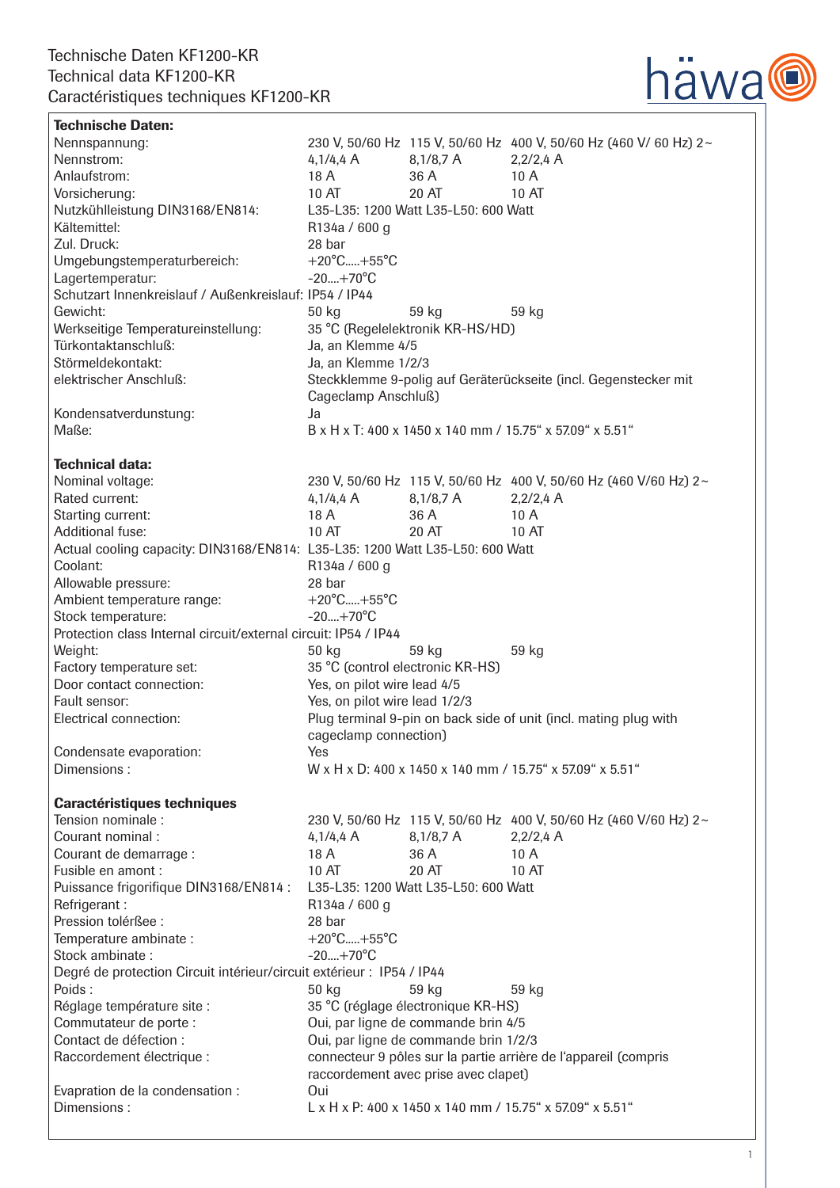Technische Daten KF1200-KR
Technical data KF1200-KR
Caractéristiques techniques KF1200-KR

## Technische Daten:

| | | | |
|---|---|---|---|
| Nennspannung: | 230 V, 50/60 Hz | 115 V, 50/60 Hz | 400 V, 50/60 Hz (460 V/ 60 Hz) 2~ |
| Nennstrom: | 4,1/4,4 A | 8,1/8,7 A | 2,2/2,4 A |
| Anlaufstrom: | 18 A | 36 A | 10 A |
| Vorsicherung: | 10 AT | 20 AT | 10 AT |
| Nutzkühlleistung DIN3168/EN814: | L35-L35: 1200 Watt L35-L50: 600 Watt | | |
| Kältemittel: | R134a / 600 g | | |
| Zul. Druck: | 28 bar | | |
| Umgebungstemperaturbereich: | +20°C.....+55°C | | |
| Lagertemperatur: | -20....+70°C | | |
| Schutzart Innenkreislauf / Außenkreislauf: | IP54 / IP44 | | |
| Gewicht: | 50 kg | 59 kg | 59 kg |
| Werkseitige Temperatureinstellung: | 35 °C (Regelelektronik KR-HS/HD) | | |
| Türkontaktanschluß: | Ja, an Klemme 4/5 | | |
| Störmeldekontakt: | Ja, an Klemme 1/2/3 | | |
| elektrischer Anschluß: | Steckklemme 9-polig auf Geräterückseite (incl. Gegenstecker mit Cageclamp Anschluß) | | |
| Kondensatverdunstung: | Ja | | |
| Maße: | B x H x T: 400 x 1450 x 140 mm / 15.75“ x 57.09“ x 5.51“ | | |

## Technical data:

| | | | |
|---|---|---|---|
| Nominal voltage: | 230 V, 50/60 Hz | 115 V, 50/60 Hz | 400 V, 50/60 Hz (460 V/60 Hz) 2~ |
| Rated current: | 4,1/4,4 A | 8,1/8,7 A | 2,2/2,4 A |
| Starting current: | 18 A | 36 A | 10 A |
| Additional fuse: | 10 AT | 20 AT | 10 AT |
| Actual cooling capacity: DIN3168/EN814: | L35-L35: 1200 Watt L35-L50: 600 Watt | | |
| Coolant: | R134a / 600 g | | |
| Allowable pressure: | 28 bar | | |
| Ambient temperature range: | +20°C.....+55°C | | |
| Stock temperature: | -20....+70°C | | |
| Protection class Internal circuit/external circuit: | IP54 / IP44 | | |
| Weight: | 50 kg | 59 kg | 59 kg |
| Factory temperature set: | 35 °C (control electronic KR-HS) | | |
| Door contact connection: | Yes, on pilot wire lead 4/5 | | |
| Fault sensor: | Yes, on pilot wire lead 1/2/3 | | |
| Electrical connection: | Plug terminal 9-pin on back side of unit (incl. mating plug with cageclamp connection) | | |
| Condensate evaporation: | Yes | | |
| Dimensions : | W x H x D: 400 x 1450 x 140 mm / 15.75“ x 57.09“ x 5.51“ | | |

## Caractéristiques techniques

| | | | |
|---|---|---|---|
| Tension nominale : | 230 V, 50/60 Hz | 115 V, 50/60 Hz | 400 V, 50/60 Hz (460 V/60 Hz) 2~ |
| Courant nominal : | 4,1/4,4 A | 8,1/8,7 A | 2,2/2,4 A |
| Courant de demarrage : | 18 A | 36 A | 10 A |
| Fusible en amont : | 10 AT | 20 AT | 10 AT |
| Puissance frigorifique DIN3168/EN814 : | L35-L35: 1200 Watt L35-L50: 600 Watt | | |
| Refrigerant : | R134a / 600 g | | |
| Pression tolérßee : | 28 bar | | |
| Temperature ambinate : | +20°C.....+55°C | | |
| Stock ambinate : | -20....+70°C | | |
| Degré de protection Circuit intérieur/circuit extérieur : | IP54 / IP44 | | |
| Poids : | 50 kg | 59 kg | 59 kg |
| Réglage température site : | 35 °C (réglage électronique KR-HS) | | |
| Commutateur de porte : | Oui, par ligne de commande brin 4/5 | | |
| Contact de défection : | Oui, par ligne de commande brin 1/2/3 | | |
| Raccordement électrique : | connecteur 9 pôles sur la partie arrière de l'appareil (compris raccordement avec prise avec clapet) | | |
| Evapration de la condensation : | Oui | | |
| Dimensions : | L x H x P: 400 x 1450 x 140 mm / 15.75“ x 57.09“ x 5.51“ | | |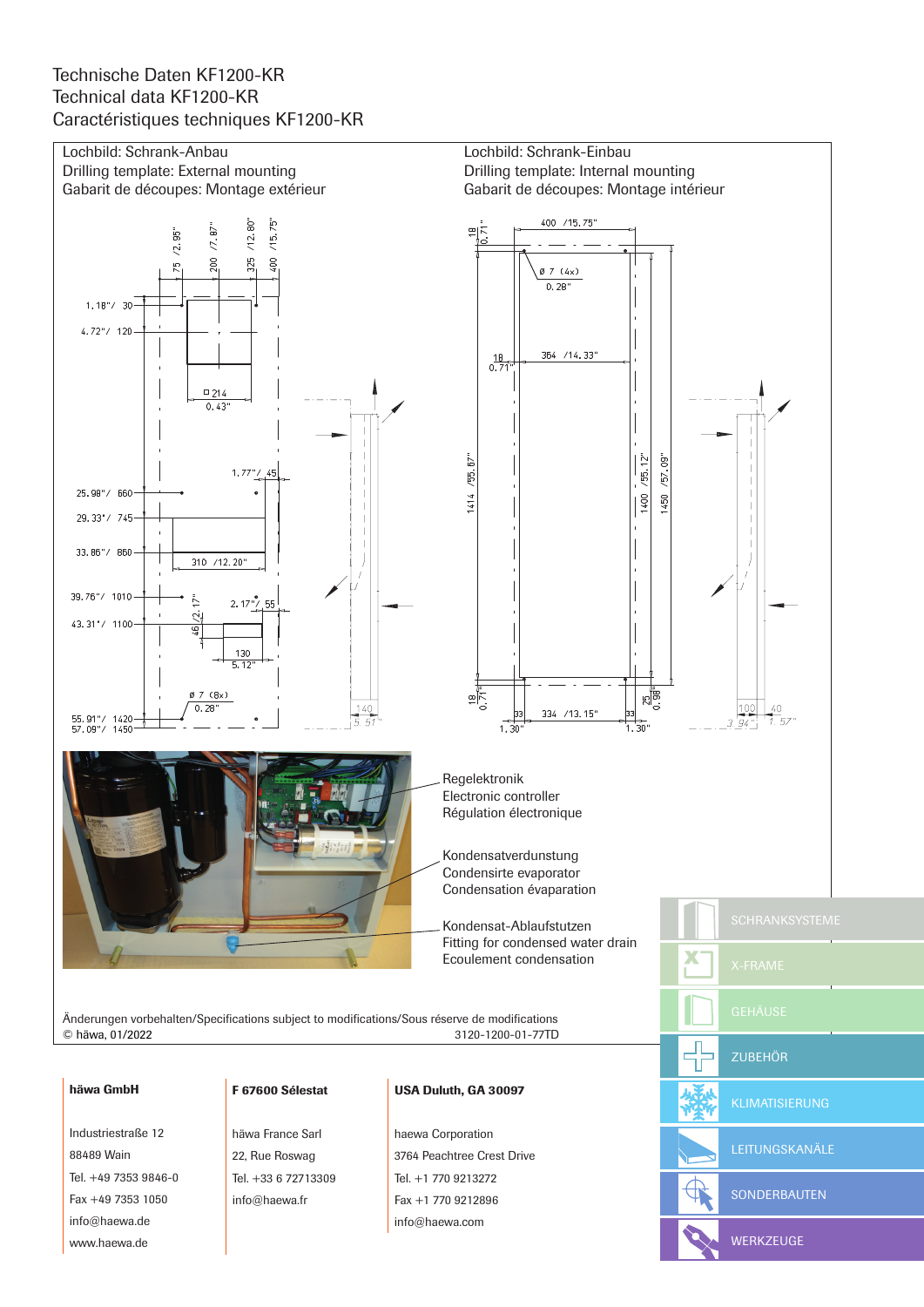# Technische Daten KF1200-KR
# Technical data KF1200-KR
# Caractéristiques techniques KF1200-KR

Lochbild: Schrank-Anbau
Drilling template: External mounting
Gabarit de découpes: Montage extérieur

Lochbild: Schrank-Einbau
Drilling template: Internal mounting
Gabarit de découpes: Montage intérieur

Regelelektronik
Electronic controller
Régulation électronique

Kondensatverdunstung
Condensirte evaporator
Condensation évaparation

Kondensat-Ablaufstutzen
Fitting for condensed water drain
Ecoulement condensation

Änderungen vorbehalten/Specifications subject to modifications/Sous réserve de modifications
© häwa, 01/2022

3120-1200-01-77TD

**häwa GmbH**

Industriestraße 12
88489 Wain
Tel. +49 7353 9846-0
Fax +49 7353 1050
info@haewa.de
www.haewa.de

**F 67600 Sélestat**

häwa France Sarl
22, Rue Roswag
Tel. +33 6 72713309
info@haewa.fr

**USA Duluth, GA 30097**

haewa Corporation
3764 Peachtree Crest Drive
Tel. +1 770 9213272
Fax +1 770 9212896
info@haewa.com

SCHRANKSYSTEME
X-FRAME
GEHÄUSE
ZUBEHÖR
KLIMATISIERUNG
LEITUNGSKANÄLE
SONDERBAUTEN
WERKZEUGE